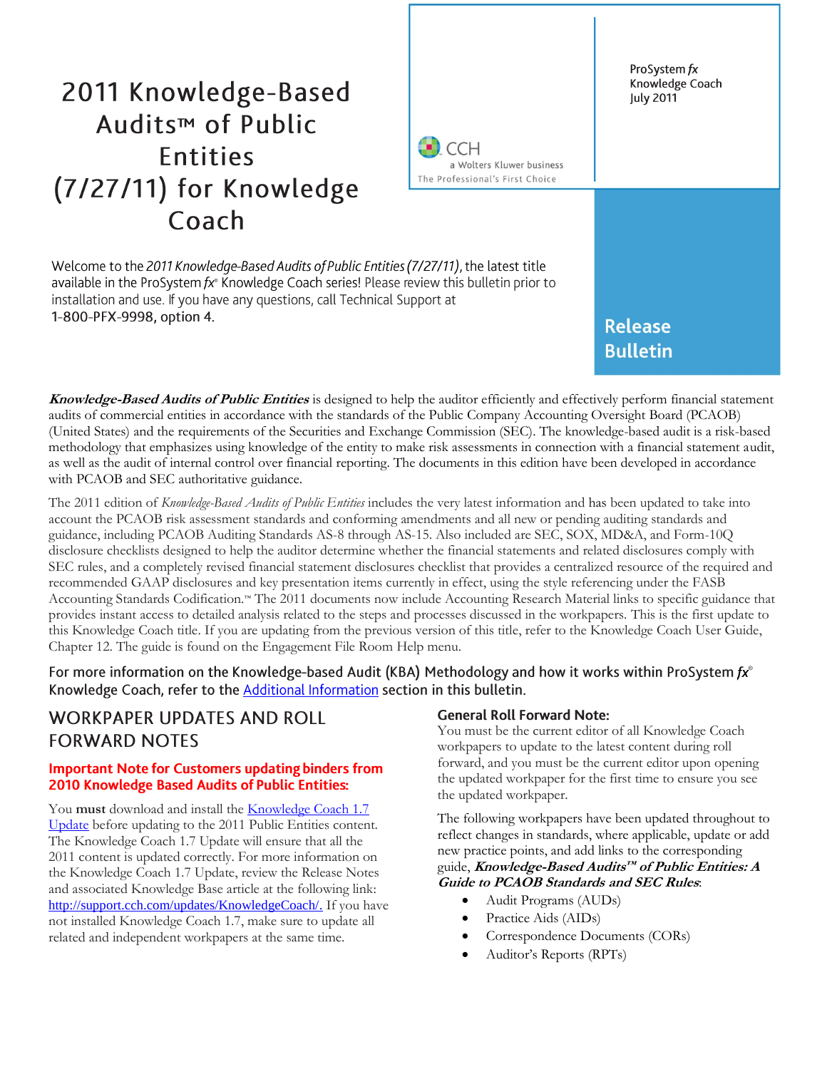# 2011 Knowledge-Based Audits™ of Public Entities (7/27/11) for Knowledge Coach

ProSystem *fx*
Knowledge Coach
July 2011

CCH
a Wolters Kluwer business
The Professional's First Choice

**Release Bulletin**

Welcome to the *2011 Knowledge-Based Audits of Public Entities (7/27/11)*, the latest title available in the ProSystem *fx*® Knowledge Coach series! Please review this bulletin prior to installation and use. If you have any questions, call Technical Support at 1-800-PFX-9998, option 4.

***Knowledge-Based Audits of Public Entities*** is designed to help the auditor efficiently and effectively perform financial statement audits of commercial entities in accordance with the standards of the Public Company Accounting Oversight Board (PCAOB) (United States) and the requirements of the Securities and Exchange Commission (SEC). The knowledge-based audit is a risk-based methodology that emphasizes using knowledge of the entity to make risk assessments in connection with a financial statement audit, as well as the audit of internal control over financial reporting. The documents in this edition have been developed in accordance with PCAOB and SEC authoritative guidance.

The 2011 edition of *Knowledge-Based Audits of Public Entities* includes the very latest information and has been updated to take into account the PCAOB risk assessment standards and conforming amendments and all new or pending auditing standards and guidance, including PCAOB Auditing Standards AS-8 through AS-15. Also included are SEC, SOX, MD&A, and Form-10Q disclosure checklists designed to help the auditor determine whether the financial statements and related disclosures comply with SEC rules, and a completely revised financial statement disclosures checklist that provides a centralized resource of the required and recommended GAAP disclosures and key presentation items currently in effect, using the style referencing under the FASB Accounting Standards Codification.™ The 2011 documents now include Accounting Research Material links to specific guidance that provides instant access to detailed analysis related to the steps and processes discussed in the workpapers. This is the first update to this Knowledge Coach title. If you are updating from the previous version of this title, refer to the Knowledge Coach User Guide, Chapter 12. The guide is found on the Engagement File Room Help menu.

For more information on the Knowledge-based Audit (KBA) Methodology and how it works within ProSystem *fx*® Knowledge Coach, refer to the Additional Information section in this bulletin.

## WORKPAPER UPDATES AND ROLL FORWARD NOTES

### Important Note for Customers updating binders from 2010 Knowledge Based Audits of Public Entities:

You **must** download and install the Knowledge Coach 1.7 Update before updating to the 2011 Public Entities content. The Knowledge Coach 1.7 Update will ensure that all the 2011 content is updated correctly. For more information on the Knowledge Coach 1.7 Update, review the Release Notes and associated Knowledge Base article at the following link: http://support.cch.com/updates/KnowledgeCoach/. If you have not installed Knowledge Coach 1.7, make sure to update all related and independent workpapers at the same time.

### General Roll Forward Note:

You must be the current editor of all Knowledge Coach workpapers to update to the latest content during roll forward, and you must be the current editor upon opening the updated workpaper for the first time to ensure you see the updated workpaper.

The following workpapers have been updated throughout to reflect changes in standards, where applicable, update or add new practice points, and add links to the corresponding guide, ***Knowledge-Based Audits™ of Public Entities: A Guide to PCAOB Standards and SEC Rules***:

- Audit Programs (AUDs)
- Practice Aids (AIDs)
- Correspondence Documents (CORs)
- Auditor's Reports (RPTs)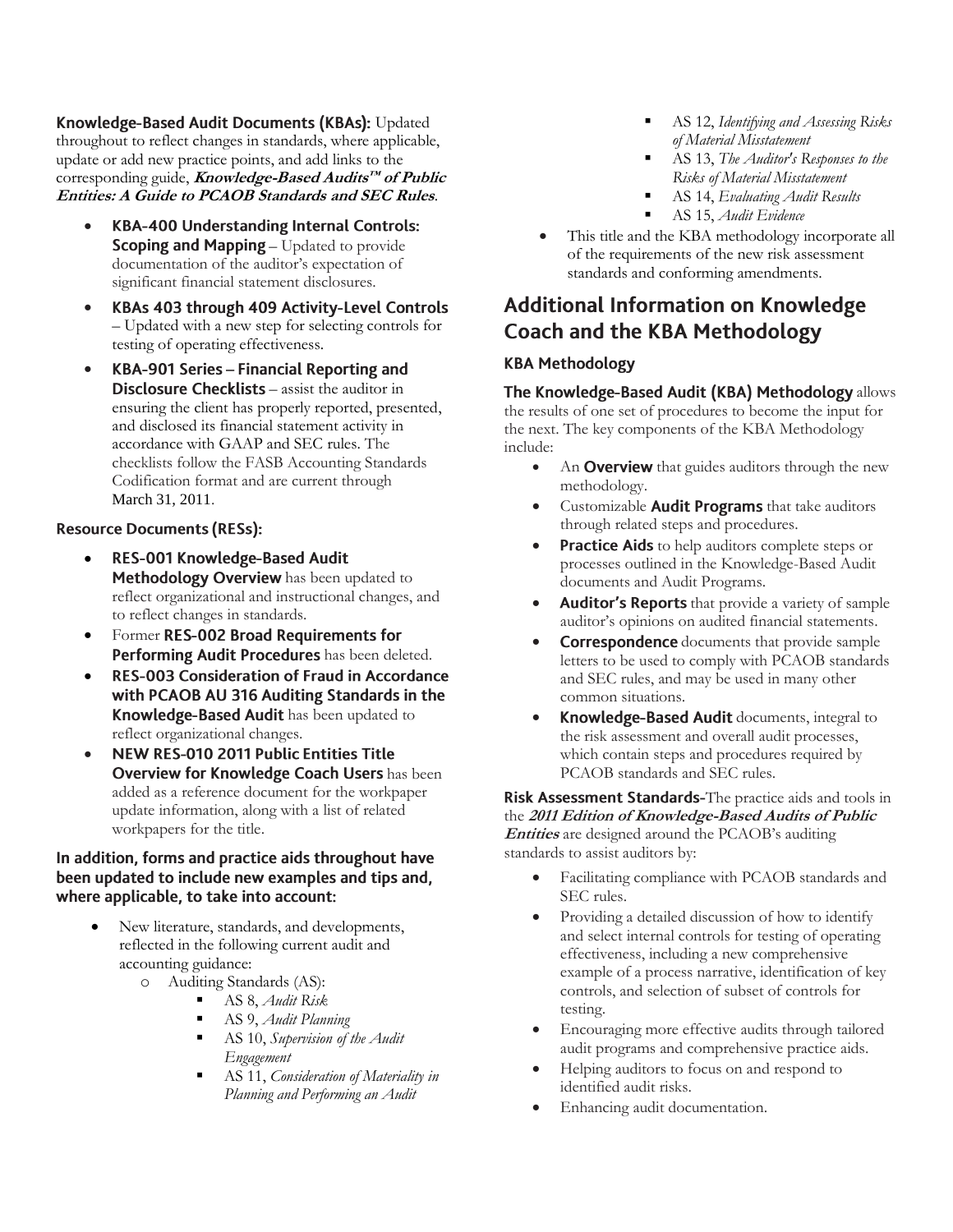**Knowledge-Based Audit Documents (KBAs):** Updated throughout to reflect changes in standards, where applicable, update or add new practice points, and add links to the corresponding guide, ***Knowledge-Based Audits™ of Public Entities: A Guide to PCAOB Standards and SEC Rules***.

- **KBA-400 Understanding Internal Controls: Scoping and Mapping** – Updated to provide documentation of the auditor's expectation of significant financial statement disclosures.
- **KBAs 403 through 409 Activity-Level Controls** – Updated with a new step for selecting controls for testing of operating effectiveness.
- **KBA-901 Series – Financial Reporting and Disclosure Checklists** – assist the auditor in ensuring the client has properly reported, presented, and disclosed its financial statement activity in accordance with GAAP and SEC rules. The checklists follow the FASB Accounting Standards Codification format and are current through March 31, 2011.

**Resource Documents (RESs):**

- **RES-001 Knowledge-Based Audit Methodology Overview** has been updated to reflect organizational and instructional changes, and to reflect changes in standards.
- Former **RES-002 Broad Requirements for Performing Audit Procedures** has been deleted.
- **RES-003 Consideration of Fraud in Accordance with PCAOB AU 316 Auditing Standards in the Knowledge-Based Audit** has been updated to reflect organizational changes.
- **NEW RES-010 2011 Public Entities Title Overview for Knowledge Coach Users** has been added as a reference document for the workpaper update information, along with a list of related workpapers for the title.

**In addition, forms and practice aids throughout have been updated to include new examples and tips and, where applicable, to take into account:**

- New literature, standards, and developments, reflected in the following current audit and accounting guidance:
  - Auditing Standards (AS):
    - AS 8, *Audit Risk*
    - AS 9, *Audit Planning*
    - AS 10, *Supervision of the Audit Engagement*
    - AS 11, *Consideration of Materiality in Planning and Performing an Audit*
    - AS 12, *Identifying and Assessing Risks of Material Misstatement*
    - AS 13, *The Auditor's Responses to the Risks of Material Misstatement*
    - AS 14, *Evaluating Audit Results*
    - AS 15, *Audit Evidence*
- This title and the KBA methodology incorporate all of the requirements of the new risk assessment standards and conforming amendments.

## Additional Information on Knowledge Coach and the KBA Methodology

### KBA Methodology

**The Knowledge-Based Audit (KBA) Methodology** allows the results of one set of procedures to become the input for the next. The key components of the KBA Methodology include:

- An **Overview** that guides auditors through the new methodology.
- Customizable **Audit Programs** that take auditors through related steps and procedures.
- **Practice Aids** to help auditors complete steps or processes outlined in the Knowledge-Based Audit documents and Audit Programs.
- **Auditor's Reports** that provide a variety of sample auditor's opinions on audited financial statements.
- **Correspondence** documents that provide sample letters to be used to comply with PCAOB standards and SEC rules, and may be used in many other common situations.
- **Knowledge-Based Audit** documents, integral to the risk assessment and overall audit processes, which contain steps and procedures required by PCAOB standards and SEC rules.

**Risk Assessment Standards-**The practice aids and tools in the ***2011 Edition of Knowledge-Based Audits of Public Entities*** are designed around the PCAOB's auditing standards to assist auditors by:

- Facilitating compliance with PCAOB standards and SEC rules.
- Providing a detailed discussion of how to identify and select internal controls for testing of operating effectiveness, including a new comprehensive example of a process narrative, identification of key controls, and selection of subset of controls for testing.
- Encouraging more effective audits through tailored audit programs and comprehensive practice aids.
- Helping auditors to focus on and respond to identified audit risks.
- Enhancing audit documentation.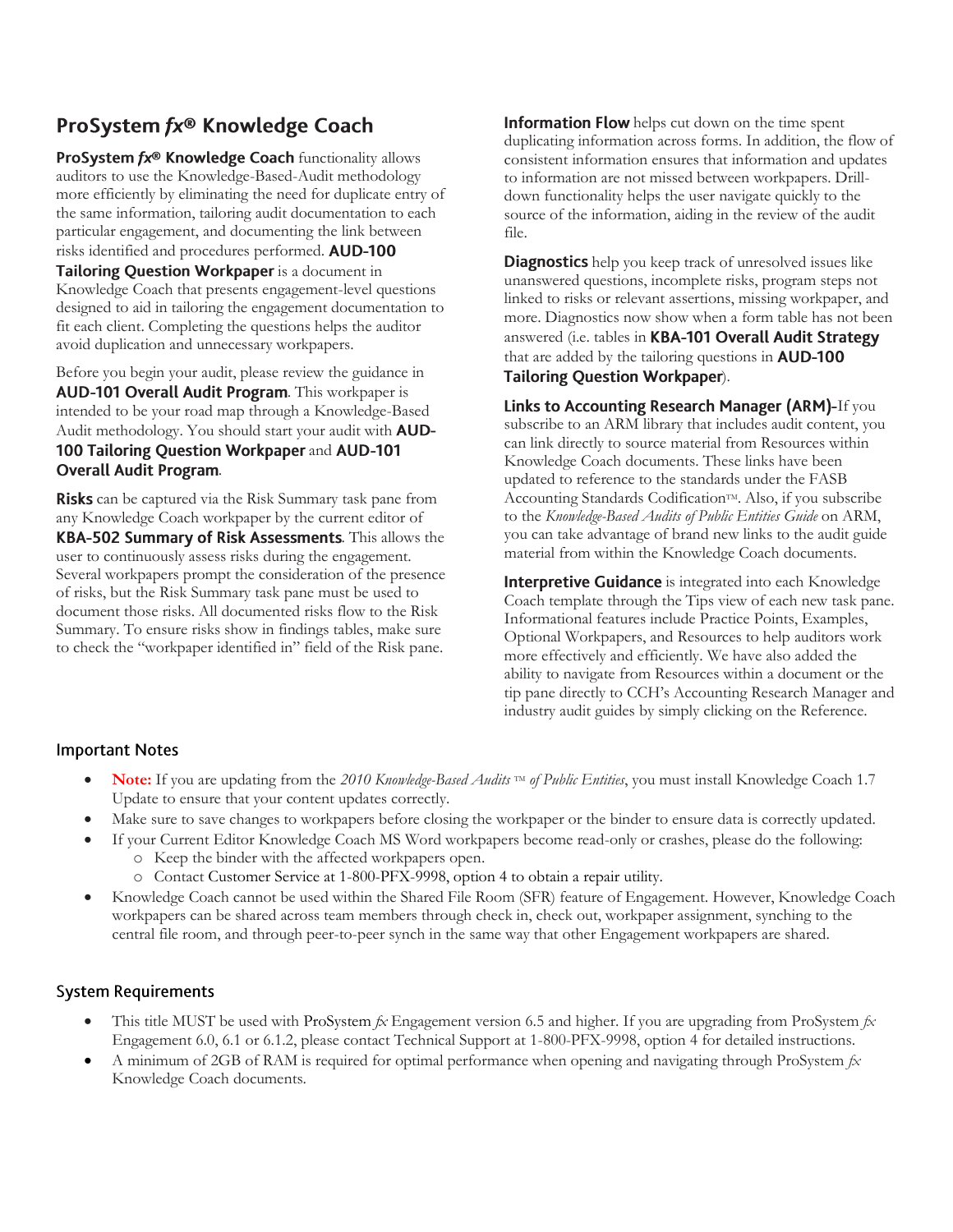## ProSystem *fx*® Knowledge Coach

**ProSystem *fx*® Knowledge Coach** functionality allows auditors to use the Knowledge-Based-Audit methodology more efficiently by eliminating the need for duplicate entry of the same information, tailoring audit documentation to each particular engagement, and documenting the link between risks identified and procedures performed. **AUD-100 Tailoring Question Workpaper** is a document in Knowledge Coach that presents engagement-level questions designed to aid in tailoring the engagement documentation to fit each client. Completing the questions helps the auditor avoid duplication and unnecessary workpapers.

Before you begin your audit, please review the guidance in **AUD-101 Overall Audit Program**. This workpaper is intended to be your road map through a Knowledge-Based Audit methodology. You should start your audit with **AUD-100 Tailoring Question Workpaper** and **AUD-101 Overall Audit Program**.

**Risks** can be captured via the Risk Summary task pane from any Knowledge Coach workpaper by the current editor of **KBA-502 Summary of Risk Assessments**. This allows the user to continuously assess risks during the engagement. Several workpapers prompt the consideration of the presence of risks, but the Risk Summary task pane must be used to document those risks. All documented risks flow to the Risk Summary. To ensure risks show in findings tables, make sure to check the "workpaper identified in" field of the Risk pane.

**Information Flow** helps cut down on the time spent duplicating information across forms. In addition, the flow of consistent information ensures that information and updates to information are not missed between workpapers. Drill-down functionality helps the user navigate quickly to the source of the information, aiding in the review of the audit file.

**Diagnostics** help you keep track of unresolved issues like unanswered questions, incomplete risks, program steps not linked to risks or relevant assertions, missing workpaper, and more. Diagnostics now show when a form table has not been answered (i.e. tables in **KBA-101 Overall Audit Strategy** that are added by the tailoring questions in **AUD-100 Tailoring Question Workpaper**).

**Links to Accounting Research Manager (ARM)**-If you subscribe to an ARM library that includes audit content, you can link directly to source material from Resources within Knowledge Coach documents. These links have been updated to reference to the standards under the FASB Accounting Standards Codification™. Also, if you subscribe to the *Knowledge-Based Audits of Public Entities Guide* on ARM, you can take advantage of brand new links to the audit guide material from within the Knowledge Coach documents.

**Interpretive Guidance** is integrated into each Knowledge Coach template through the Tips view of each new task pane. Informational features include Practice Points, Examples, Optional Workpapers, and Resources to help auditors work more effectively and efficiently. We have also added the ability to navigate from Resources within a document or the tip pane directly to CCH's Accounting Research Manager and industry audit guides by simply clicking on the Reference.

### Important Notes

- **Note:** If you are updating from the *2010 Knowledge-Based Audits ™ of Public Entities*, you must install Knowledge Coach 1.7 Update to ensure that your content updates correctly.
- Make sure to save changes to workpapers before closing the workpaper or the binder to ensure data is correctly updated.
- If your Current Editor Knowledge Coach MS Word workpapers become read-only or crashes, please do the following:
  - Keep the binder with the affected workpapers open.
  - Contact Customer Service at 1-800-PFX-9998, option 4 to obtain a repair utility.
- Knowledge Coach cannot be used within the Shared File Room (SFR) feature of Engagement. However, Knowledge Coach workpapers can be shared across team members through check in, check out, workpaper assignment, synching to the central file room, and through peer-to-peer synch in the same way that other Engagement workpapers are shared.

### System Requirements

- This title MUST be used with ProSystem *fx* Engagement version 6.5 and higher. If you are upgrading from ProSystem *fx* Engagement 6.0, 6.1 or 6.1.2, please contact Technical Support at 1-800-PFX-9998, option 4 for detailed instructions.
- A minimum of 2GB of RAM is required for optimal performance when opening and navigating through ProSystem *fx* Knowledge Coach documents.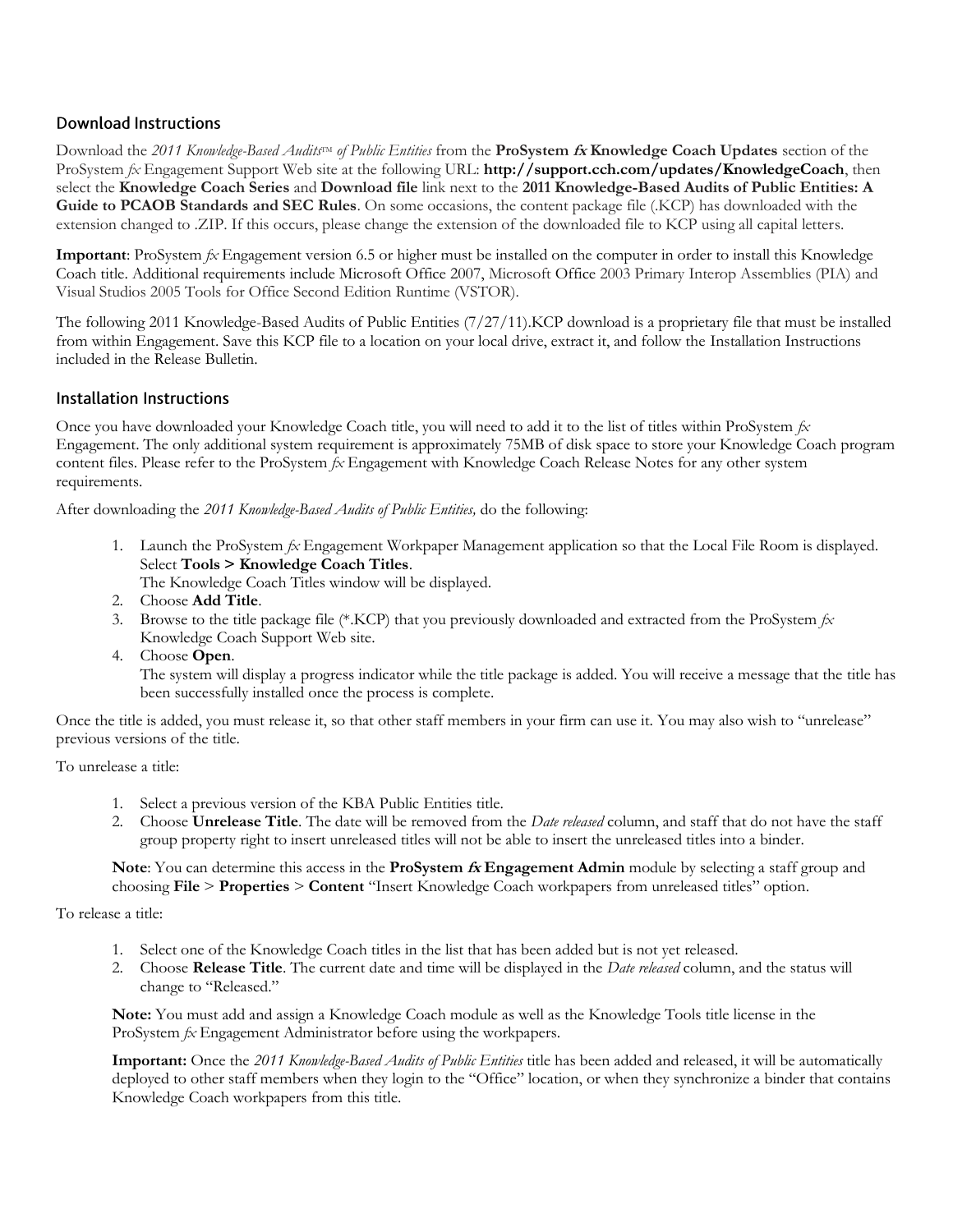## Download Instructions

Download the *2011 Knowledge-Based Audits™ of Public Entities* from the **ProSystem *fx* Knowledge Coach Updates** section of the ProSystem *fx* Engagement Support Web site at the following URL: **http://support.cch.com/updates/KnowledgeCoach**, then select the **Knowledge Coach Series** and **Download file** link next to the **2011 Knowledge-Based Audits of Public Entities: A Guide to PCAOB Standards and SEC Rules**. On some occasions, the content package file (.KCP) has downloaded with the extension changed to .ZIP. If this occurs, please change the extension of the downloaded file to KCP using all capital letters.

**Important**: ProSystem *fx* Engagement version 6.5 or higher must be installed on the computer in order to install this Knowledge Coach title. Additional requirements include Microsoft Office 2007, Microsoft Office 2003 Primary Interop Assemblies (PIA) and Visual Studios 2005 Tools for Office Second Edition Runtime (VSTOR).

The following 2011 Knowledge-Based Audits of Public Entities (7/27/11).KCP download is a proprietary file that must be installed from within Engagement. Save this KCP file to a location on your local drive, extract it, and follow the Installation Instructions included in the Release Bulletin.

## Installation Instructions

Once you have downloaded your Knowledge Coach title, you will need to add it to the list of titles within ProSystem *fx* Engagement. The only additional system requirement is approximately 75MB of disk space to store your Knowledge Coach program content files. Please refer to the ProSystem *fx* Engagement with Knowledge Coach Release Notes for any other system requirements.

After downloading the *2011 Knowledge-Based Audits of Public Entities,* do the following:

1. Launch the ProSystem *fx* Engagement Workpaper Management application so that the Local File Room is displayed. Select **Tools > Knowledge Coach Titles**.
   The Knowledge Coach Titles window will be displayed.
2. Choose **Add Title**.
3. Browse to the title package file (*.KCP) that you previously downloaded and extracted from the ProSystem *fx* Knowledge Coach Support Web site.
4. Choose **Open**.
   The system will display a progress indicator while the title package is added. You will receive a message that the title has been successfully installed once the process is complete.

Once the title is added, you must release it, so that other staff members in your firm can use it. You may also wish to "unrelease" previous versions of the title.

To unrelease a title:

1. Select a previous version of the KBA Public Entities title.
2. Choose **Unrelease Title**. The date will be removed from the *Date released* column, and staff that do not have the staff group property right to insert unreleased titles will not be able to insert the unreleased titles into a binder.

**Note**: You can determine this access in the **ProSystem *fx* Engagement Admin** module by selecting a staff group and choosing **File** > **Properties** > **Content** "Insert Knowledge Coach workpapers from unreleased titles" option.

To release a title:

1. Select one of the Knowledge Coach titles in the list that has been added but is not yet released.
2. Choose **Release Title**. The current date and time will be displayed in the *Date released* column, and the status will change to "Released."

**Note:** You must add and assign a Knowledge Coach module as well as the Knowledge Tools title license in the ProSystem *fx* Engagement Administrator before using the workpapers.

**Important:** Once the *2011 Knowledge-Based Audits of Public Entities* title has been added and released, it will be automatically deployed to other staff members when they login to the "Office" location, or when they synchronize a binder that contains Knowledge Coach workpapers from this title.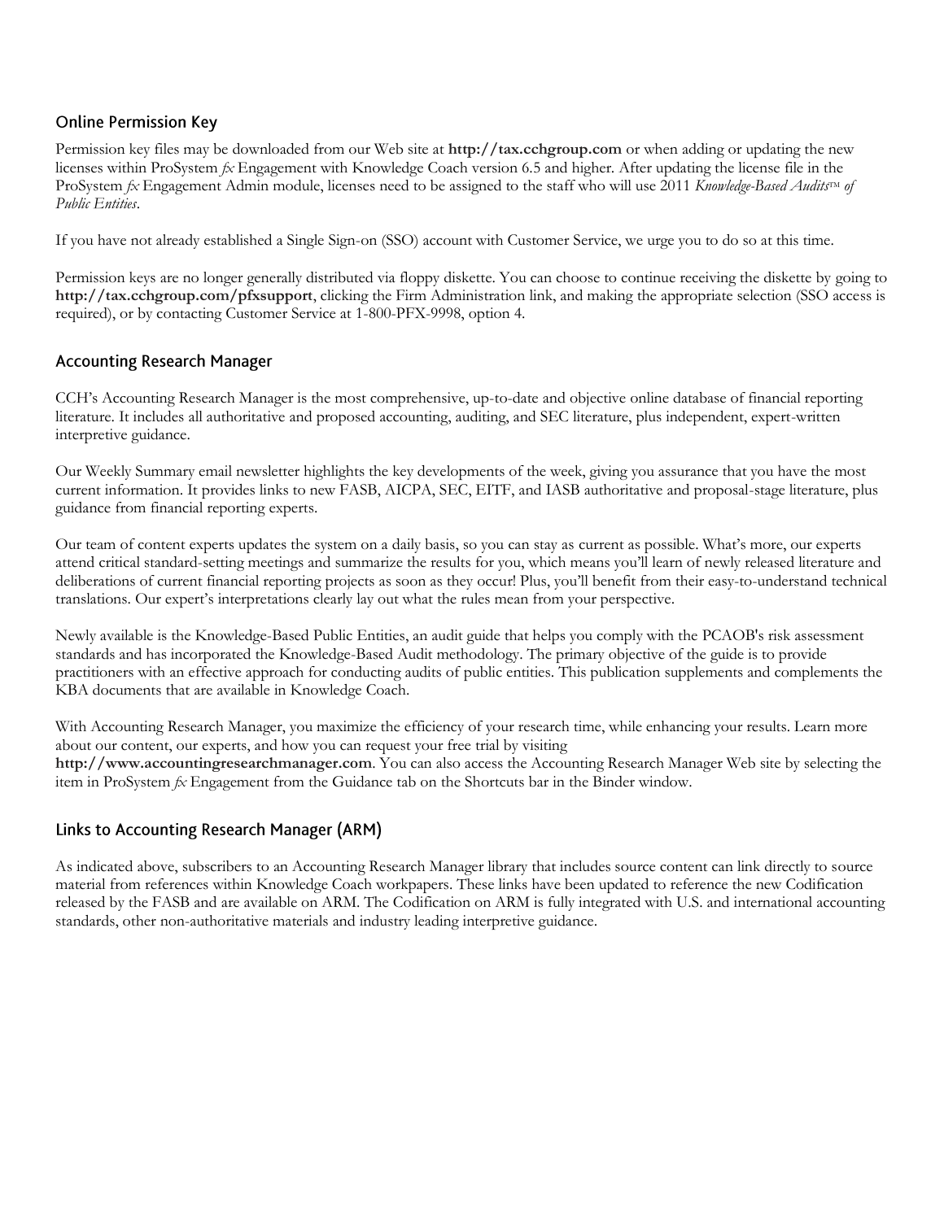## Online Permission Key

Permission key files may be downloaded from our Web site at **http://tax.cchgroup.com** or when adding or updating the new licenses within ProSystem *fx* Engagement with Knowledge Coach version 6.5 and higher. After updating the license file in the ProSystem *fx* Engagement Admin module, licenses need to be assigned to the staff who will use 2011 *Knowledge-Based Audits™ of Public Entities*.

If you have not already established a Single Sign-on (SSO) account with Customer Service, we urge you to do so at this time.

Permission keys are no longer generally distributed via floppy diskette. You can choose to continue receiving the diskette by going to **http://tax.cchgroup.com/pfxsupport**, clicking the Firm Administration link, and making the appropriate selection (SSO access is required), or by contacting Customer Service at 1-800-PFX-9998, option 4.

## Accounting Research Manager

CCH's Accounting Research Manager is the most comprehensive, up-to-date and objective online database of financial reporting literature. It includes all authoritative and proposed accounting, auditing, and SEC literature, plus independent, expert-written interpretive guidance.

Our Weekly Summary email newsletter highlights the key developments of the week, giving you assurance that you have the most current information. It provides links to new FASB, AICPA, SEC, EITF, and IASB authoritative and proposal-stage literature, plus guidance from financial reporting experts.

Our team of content experts updates the system on a daily basis, so you can stay as current as possible. What's more, our experts attend critical standard-setting meetings and summarize the results for you, which means you'll learn of newly released literature and deliberations of current financial reporting projects as soon as they occur! Plus, you'll benefit from their easy-to-understand technical translations. Our expert's interpretations clearly lay out what the rules mean from your perspective.

Newly available is the Knowledge-Based Public Entities, an audit guide that helps you comply with the PCAOB's risk assessment standards and has incorporated the Knowledge-Based Audit methodology. The primary objective of the guide is to provide practitioners with an effective approach for conducting audits of public entities. This publication supplements and complements the KBA documents that are available in Knowledge Coach.

With Accounting Research Manager, you maximize the efficiency of your research time, while enhancing your results. Learn more about our content, our experts, and how you can request your free trial by visiting **http://www.accountingresearchmanager.com**. You can also access the Accounting Research Manager Web site by selecting the item in ProSystem *fx* Engagement from the Guidance tab on the Shortcuts bar in the Binder window.

## Links to Accounting Research Manager (ARM)

As indicated above, subscribers to an Accounting Research Manager library that includes source content can link directly to source material from references within Knowledge Coach workpapers. These links have been updated to reference the new Codification released by the FASB and are available on ARM. The Codification on ARM is fully integrated with U.S. and international accounting standards, other non-authoritative materials and industry leading interpretive guidance.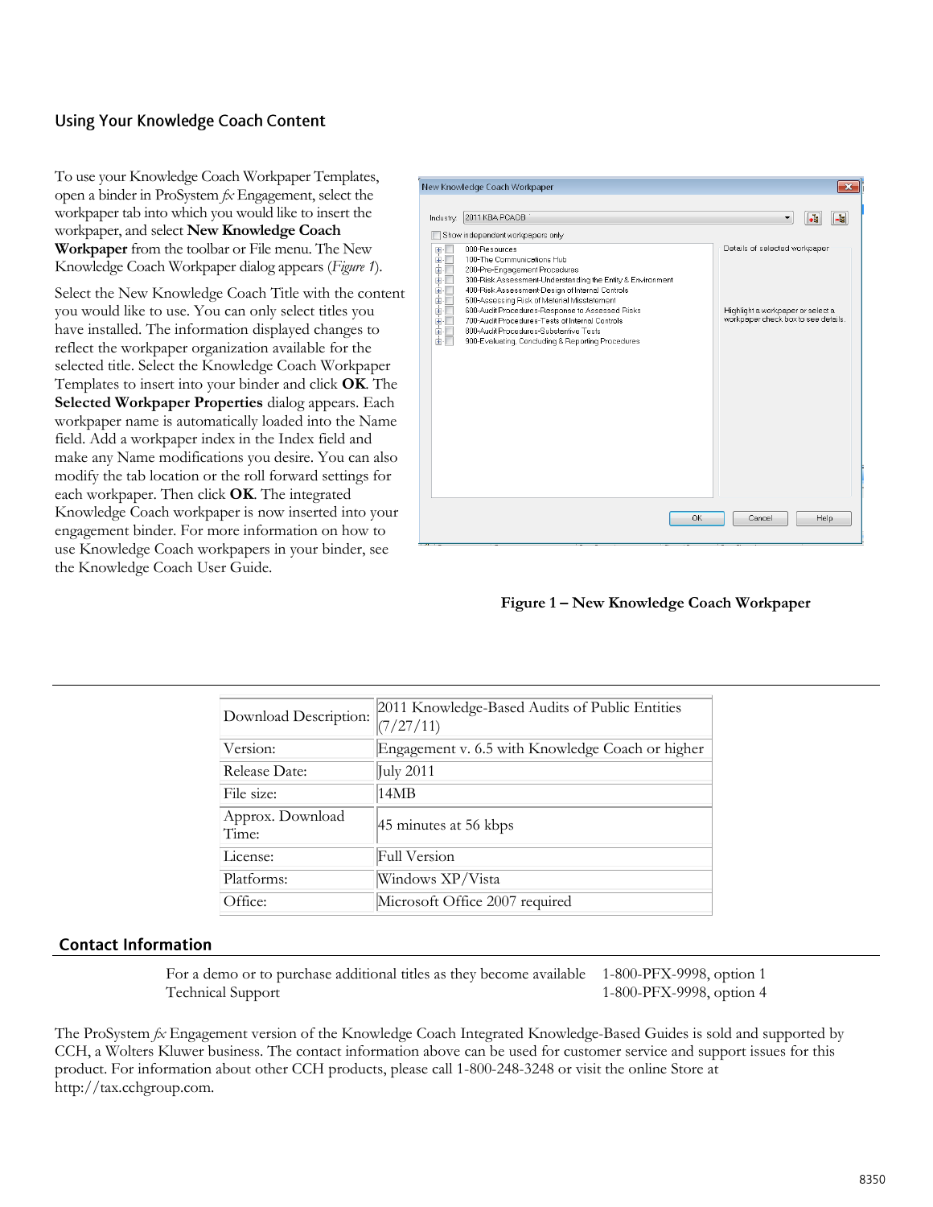## Using Your Knowledge Coach Content

To use your Knowledge Coach Workpaper Templates, open a binder in ProSystem *fx* Engagement, select the workpaper tab into which you would like to insert the workpaper, and select **New Knowledge Coach Workpaper** from the toolbar or File menu. The New Knowledge Coach Workpaper dialog appears (*Figure 1*).

Select the New Knowledge Coach Title with the content you would like to use. You can only select titles you have installed. The information displayed changes to reflect the workpaper organization available for the selected title. Select the Knowledge Coach Workpaper Templates to insert into your binder and click **OK**. The **Selected Workpaper Properties** dialog appears. Each workpaper name is automatically loaded into the Name field. Add a workpaper index in the Index field and make any Name modifications you desire. You can also modify the tab location or the roll forward settings for each workpaper. Then click **OK**. The integrated Knowledge Coach workpaper is now inserted into your engagement binder. For more information on how to use Knowledge Coach workpapers in your binder, see the Knowledge Coach User Guide.

New Knowledge Coach Workpaper

Industry: 2011 KBA PCAOB

Show independent workpapers only

000-Resources
100-The Communications Hub
200-Pre-Engagement Procedures
300-Risk Assessment-Understanding the Entity & Environment
400-Risk Assessment-Design of Internal Controls
500-Assessing Risk of Material Misstatement
600-Audit Procedures-Response to Assessed Risks
700-Audit Procedures-Tests of Internal Controls
800-Audit Procedures-Substantive Tests
900-Evaluating, Concluding & Reporting Procedures

Details of selected workpaper

Highlight a workpaper or select a workpaper check box to see details.

OK Cancel Help

**Figure 1 – New Knowledge Coach Workpaper**

| | |
|---|---|
| Download Description: | 2011 Knowledge-Based Audits of Public Entities (7/27/11) |
| Version: | Engagement v. 6.5 with Knowledge Coach or higher |
| Release Date: | July 2011 |
| File size: | 14MB |
| Approx. Download Time: | 45 minutes at 56 kbps |
| License: | Full Version |
| Platforms: | Windows XP/Vista |
| Office: | Microsoft Office 2007 required |

## Contact Information

| | |
|---|---|
| For a demo or to purchase additional titles as they become available | 1-800-PFX-9998, option 1 |
| Technical Support | 1-800-PFX-9998, option 4 |

The ProSystem *fx* Engagement version of the Knowledge Coach Integrated Knowledge-Based Guides is sold and supported by CCH, a Wolters Kluwer business. The contact information above can be used for customer service and support issues for this product. For information about other CCH products, please call 1-800-248-3248 or visit the online Store at http://tax.cchgroup.com.